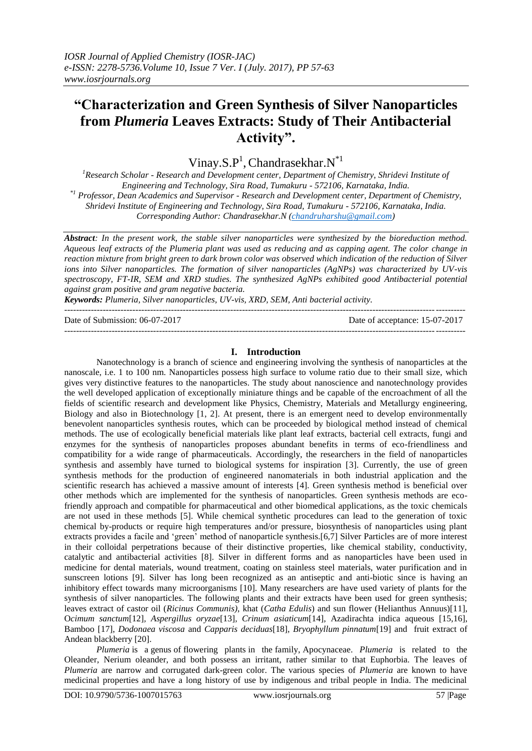# "Characterization and Green Synthesis of Silver Nanoparticles from *Plumeria* Leaves Extracts: Study of Their Antibacterial Activity".

Vinay.S.P[1], Chandrasekhar.N[*1]

[1]Research Scholar - Research and Development center, Department of Chemistry, Shridevi Institute of Engineering and Technology, Sira Road, Tumakuru - 572106, Karnataka, India.

[*1] Professor, Dean Academics and Supervisor - Research and Development center, Department of Chemistry, Shridevi Institute of Engineering and Technology, Sira Road, Tumakuru - 572106, Karnataka, India.

Corresponding Author: Chandrasekhar.N (chandruharshu@gmail.com)

***Abstract**: In the present work, the stable silver nanoparticles were synthesized by the bioreduction method. Aqueous leaf extracts of the Plumeria plant was used as reducing and as capping agent. The color change in reaction mixture from bright green to dark brown color was observed which indication of the reduction of Silver ions into Silver nanoparticles. The formation of silver nanoparticles (AgNPs) was characterized by UV-vis spectroscopy, FT-IR, SEM and XRD studies. The synthesized AgNPs exhibited good Antibacterial potential against gram positive and gram negative bacteria.*

***Keywords:** Plumeria, Silver nanoparticles, UV-vis, XRD, SEM, Anti bacterial activity.*

Date of Submission: 06-07-2017 Date of acceptance: 15-07-2017

## I. Introduction

Nanotechnology is a branch of science and engineering involving the synthesis of nanoparticles at the nanoscale, i.e. 1 to 100 nm. Nanoparticles possess high surface to volume ratio due to their small size, which gives very distinctive features to the nanoparticles. The study about nanoscience and nanotechnology provides the well developed application of exceptionally miniature things and be capable of the encroachment of all the fields of scientific research and development like Physics, Chemistry, Materials and Metallurgy engineering, Biology and also in Biotechnology [1, 2]. At present, there is an emergent need to develop environmentally benevolent nanoparticles synthesis routes, which can be proceeded by biological method instead of chemical methods. The use of ecologically beneficial materials like plant leaf extracts, bacterial cell extracts, fungi and enzymes for the synthesis of nanoparticles proposes abundant benefits in terms of eco-friendliness and compatibility for a wide range of pharmaceuticals. Accordingly, the researchers in the field of nanoparticles synthesis and assembly have turned to biological systems for inspiration [3]. Currently, the use of green synthesis methods for the production of engineered nanomaterials in both industrial application and the scientific research has achieved a massive amount of interests [4]. Green synthesis method is beneficial over other methods which are implemented for the synthesis of nanoparticles. Green synthesis methods are eco-friendly approach and compatible for pharmaceutical and other biomedical applications, as the toxic chemicals are not used in these methods [5]. While chemical synthetic procedures can lead to the generation of toxic chemical by-products or require high temperatures and/or pressure, biosynthesis of nanoparticles using plant extracts provides a facile and 'green' method of nanoparticle synthesis.[6,7] Silver Particles are of more interest in their colloidal perpetrations because of their distinctive properties, like chemical stability, conductivity, catalytic and antibacterial activities [8]. Silver in different forms and as nanoparticles have been used in medicine for dental materials, wound treatment, coating on stainless steel materials, water purification and in sunscreen lotions [9]. Silver has long been recognized as an antiseptic and anti-biotic since is having an inhibitory effect towards many microorganisms [10]. Many researchers are have used variety of plants for the synthesis of silver nanoparticles. The following plants and their extracts have been used for green synthesis; leaves extract of castor oil (*Ricinus Communis)*, khat (*Catha Edulis*) and sun flower (Helianthus Annuus)[11], O*cimum sanctum*[12], *Aspergillus oryzae*[13], *Crinum asiaticum*[14], Azadirachta indica aqueous [15,16], Bamboo [17], *Dodonaea viscosa* and *Capparis deciduas*[18], *Bryophyllum pinnatum*[19] and fruit extract of Andean blackberry [20].

*Plumeria* is a genus of flowering plants in the family, Apocynaceae. *Plumeria* is related to the Oleander, Nerium oleander, and both possess an irritant, rather similar to that Euphorbia. The leaves of *Plumeria* are narrow and corrugated dark-green color. The various species of *Plumeria* are known to have medicinal properties and have a long history of use by indigenous and tribal people in India. The medicinal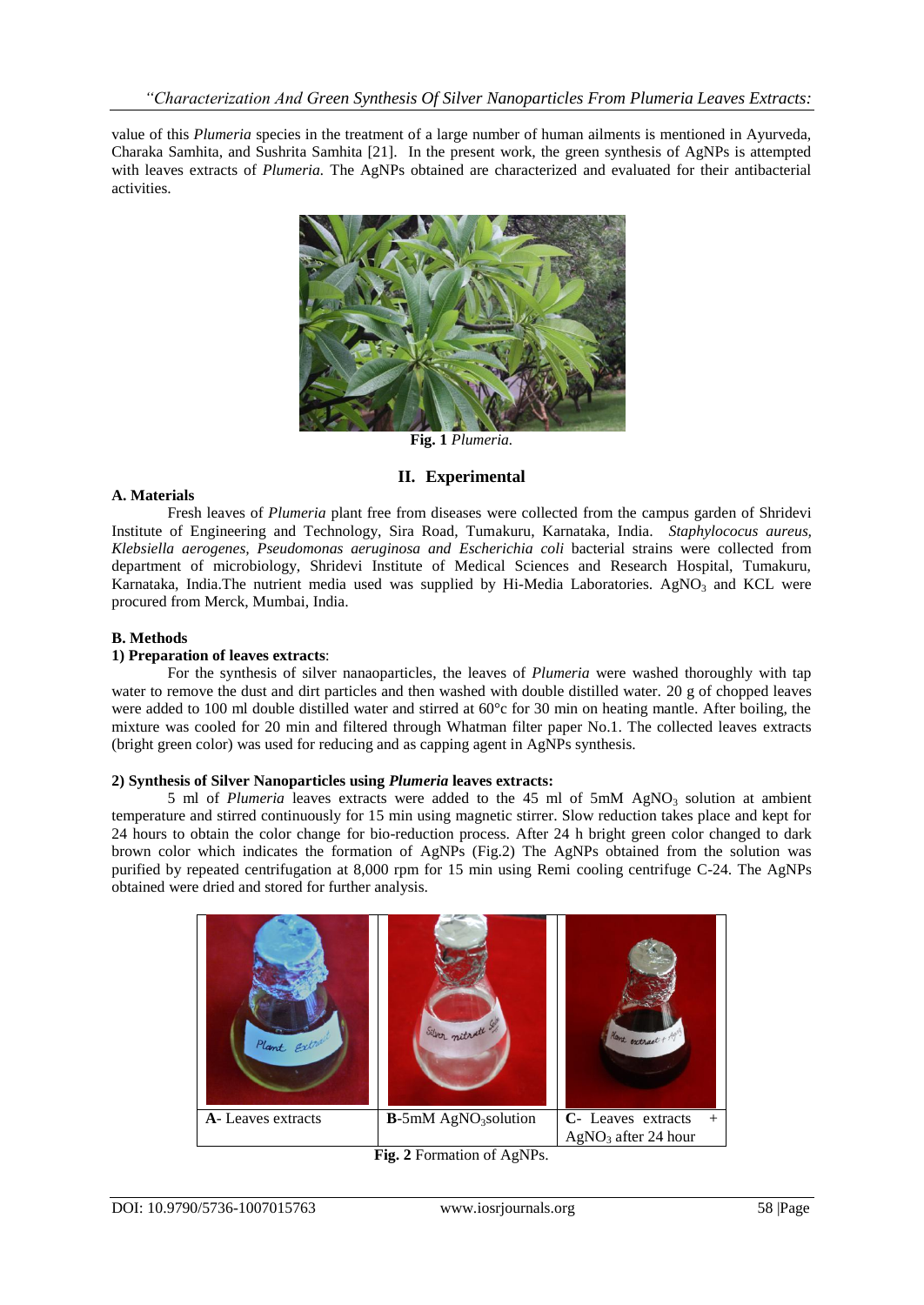value of this *Plumeria* species in the treatment of a large number of human ailments is mentioned in Ayurveda, Charaka Samhita, and Sushrita Samhita [21]. In the present work, the green synthesis of AgNPs is attempted with leaves extracts of *Plumeria.* The AgNPs obtained are characterized and evaluated for their antibacterial activities.

**Fig. 1** *Plumeria.*

## II. Experimental

### A. Materials

Fresh leaves of *Plumeria* plant free from diseases were collected from the campus garden of Shridevi Institute of Engineering and Technology, Sira Road, Tumakuru, Karnataka, India. *Staphylococus aureus, Klebsiella aerogenes, Pseudomonas aeruginosa and Escherichia coli* bacterial strains were collected from department of microbiology, Shridevi Institute of Medical Sciences and Research Hospital, Tumakuru, Karnataka, India.The nutrient media used was supplied by Hi-Media Laboratories. $AgNO_3$ and KCL were procured from Merck, Mumbai, India.

### B. Methods

**1) Preparation of leaves extracts**:

For the synthesis of silver nanaoparticles, the leaves of *Plumeria* were washed thoroughly with tap water to remove the dust and dirt particles and then washed with double distilled water. 20 g of chopped leaves were added to 100 ml double distilled water and stirred at 60°c for 30 min on heating mantle. After boiling, the mixture was cooled for 20 min and filtered through Whatman filter paper No.1. The collected leaves extracts (bright green color) was used for reducing and as capping agent in AgNPs synthesis.

**2) Synthesis of Silver Nanoparticles using *Plumeria* leaves extracts:**

5 ml of *Plumeria* leaves extracts were added to the 45 ml of 5mM $AgNO_3$ solution at ambient temperature and stirred continuously for 15 min using magnetic stirrer. Slow reduction takes place and kept for 24 hours to obtain the color change for bio-reduction process. After 24 h bright green color changed to dark brown color which indicates the formation of AgNPs (Fig.2) The AgNPs obtained from the solution was purified by repeated centrifugation at 8,000 rpm for 15 min using Remi cooling centrifuge C-24. The AgNPs obtained were dried and stored for further analysis.

| **A**- Leaves extracts | **B**-5mM $AgNO_3$solution | **C**- Leaves extracts + $AgNO_3$ after 24 hour |
|---|---|---|

**Fig. 2** Formation of AgNPs.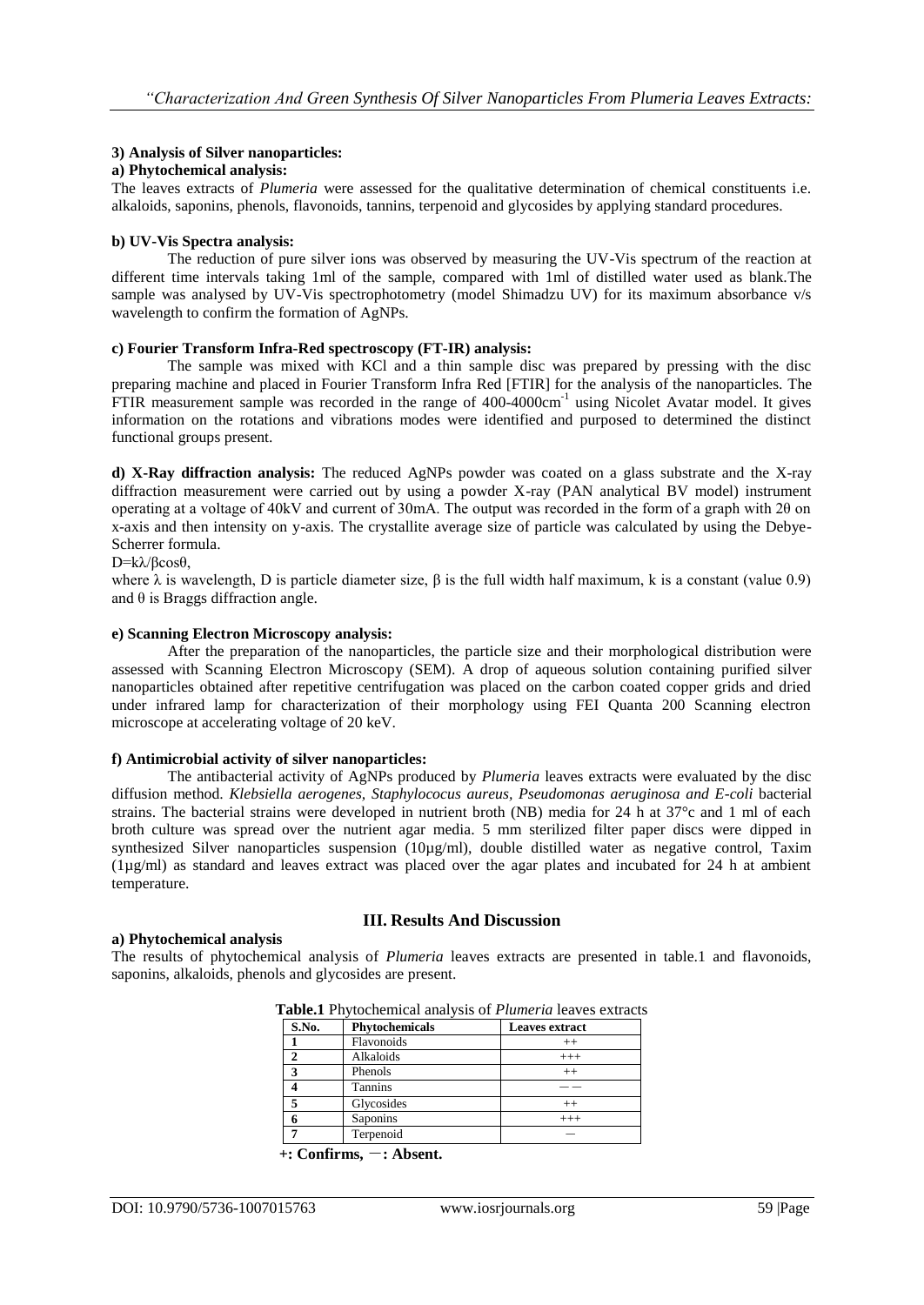### 3) Analysis of Silver nanoparticles:

**a) Phytochemical analysis:**

The leaves extracts of *Plumeria* were assessed for the qualitative determination of chemical constituents i.e. alkaloids, saponins, phenols, flavonoids, tannins, terpenoid and glycosides by applying standard procedures.

**b) UV-Vis Spectra analysis:**

The reduction of pure silver ions was observed by measuring the UV-Vis spectrum of the reaction at different time intervals taking 1ml of the sample, compared with 1ml of distilled water used as blank.The sample was analysed by UV-Vis spectrophotometry (model Shimadzu UV) for its maximum absorbance v/s wavelength to confirm the formation of AgNPs.

**c) Fourier Transform Infra-Red spectroscopy (FT-IR) analysis:**

The sample was mixed with KCl and a thin sample disc was prepared by pressing with the disc preparing machine and placed in Fourier Transform Infra Red [FTIR] for the analysis of the nanoparticles. The FTIR measurement sample was recorded in the range of 400-4000$cm^{-1}$ using Nicolet Avatar model. It gives information on the rotations and vibrations modes were identified and purposed to determined the distinct functional groups present.

**d) X-Ray diffraction analysis:** The reduced AgNPs powder was coated on a glass substrate and the X-ray diffraction measurement were carried out by using a powder X-ray (PAN analytical BV model) instrument operating at a voltage of 40kV and current of 30mA. The output was recorded in the form of a graph with 2θ on x-axis and then intensity on y-axis. The crystallite average size of particle was calculated by using the Debye-Scherrer formula.

$D=k\lambda/\beta\cos\theta$,

where λ is wavelength, D is particle diameter size, β is the full width half maximum, k is a constant (value 0.9) and θ is Braggs diffraction angle.

**e) Scanning Electron Microscopy analysis:**

After the preparation of the nanoparticles, the particle size and their morphological distribution were assessed with Scanning Electron Microscopy (SEM). A drop of aqueous solution containing purified silver nanoparticles obtained after repetitive centrifugation was placed on the carbon coated copper grids and dried under infrared lamp for characterization of their morphology using FEI Quanta 200 Scanning electron microscope at accelerating voltage of 20 keV.

**f) Antimicrobial activity of silver nanoparticles:**

The antibacterial activity of AgNPs produced by *Plumeria* leaves extracts were evaluated by the disc diffusion method. *Klebsiella aerogenes, Staphylococus aureus, Pseudomonas aeruginosa and E-coli* bacterial strains. The bacterial strains were developed in nutrient broth (NB) media for 24 h at 37°c and 1 ml of each broth culture was spread over the nutrient agar media. 5 mm sterilized filter paper discs were dipped in synthesized Silver nanoparticles suspension (10µg/ml), double distilled water as negative control, Taxim (1µg/ml) as standard and leaves extract was placed over the agar plates and incubated for 24 h at ambient temperature.

## III. Results And Discussion

**a) Phytochemical analysis**

The results of phytochemical analysis of *Plumeria* leaves extracts are presented in table.1 and flavonoids, saponins, alkaloids, phenols and glycosides are present.

**Table.1** Phytochemical analysis of *Plumeria* leaves extracts

| S.No. | Phytochemicals | Leaves extract |
|---|---|---|
| 1 | Flavonoids | ++ |
| 2 | Alkaloids | +++ |
| 3 | Phenols | ++ |
| 4 | Tannins | —— |
| 5 | Glycosides | ++ |
| 6 | Saponins | +++ |
| 7 | Terpenoid | — |

**+: Confirms, —: Absent.**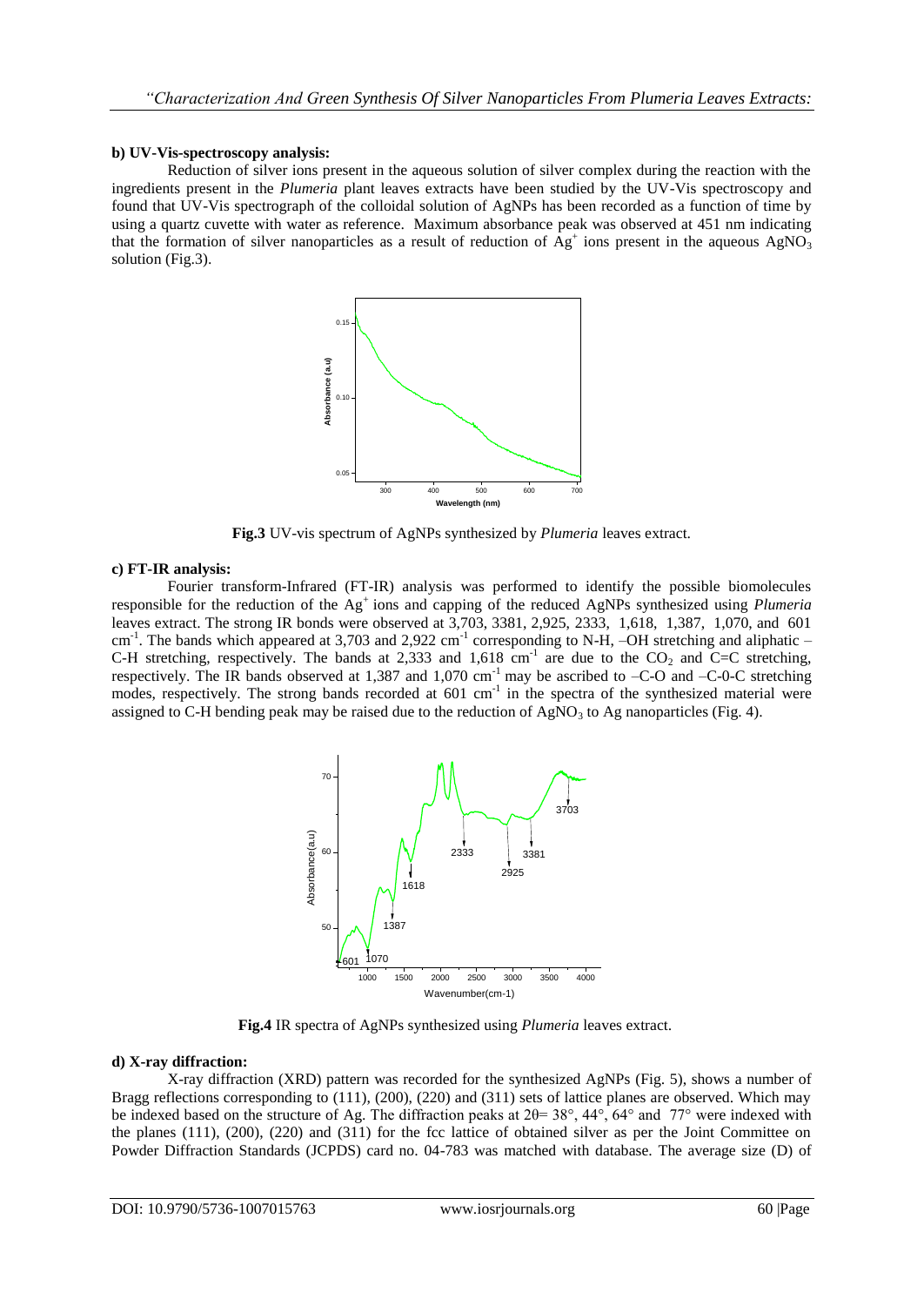**b) UV-Vis-spectroscopy analysis:**

Reduction of silver ions present in the aqueous solution of silver complex during the reaction with the ingredients present in the *Plumeria* plant leaves extracts have been studied by the UV-Vis spectroscopy and found that UV-Vis spectrograph of the colloidal solution of AgNPs has been recorded as a function of time by using a quartz cuvette with water as reference. Maximum absorbance peak was observed at 451 nm indicating that the formation of silver nanoparticles as a result of reduction of $Ag^+$ ions present in the aqueous $AgNO_3$ solution (Fig.3).

**Fig.3** UV-vis spectrum of AgNPs synthesized by *Plumeria* leaves extract.

**c) FT-IR analysis:**

Fourier transform-Infrared (FT-IR) analysis was performed to identify the possible biomolecules responsible for the reduction of the $Ag^+$ ions and capping of the reduced AgNPs synthesized using *Plumeria* leaves extract. The strong IR bonds were observed at 3,703, 3381, 2,925, 2333, 1,618, 1,387, 1,070, and 601 $cm^{-1}$. The bands which appeared at 3,703 and 2,922 $cm^{-1}$ corresponding to N-H, –OH stretching and aliphatic –C-H stretching, respectively. The bands at 2,333 and 1,618 $cm^{-1}$ are due to the $CO_2$ and C=C stretching, respectively. The IR bands observed at 1,387 and 1,070 $cm^{-1}$ may be ascribed to –C-O and –C-0-C stretching modes, respectively. The strong bands recorded at 601 $cm^{-1}$ in the spectra of the synthesized material were assigned to C-H bending peak may be raised due to the reduction of $AgNO_3$ to Ag nanoparticles (Fig. 4).

**Fig.4** IR spectra of AgNPs synthesized using *Plumeria* leaves extract.

**d) X-ray diffraction:**

X-ray diffraction (XRD) pattern was recorded for the synthesized AgNPs (Fig. 5), shows a number of Bragg reflections corresponding to (111), (200), (220) and (311) sets of lattice planes are observed. Which may be indexed based on the structure of Ag. The diffraction peaks at $2\theta = 38°$, $44°$, $64°$ and $77°$ were indexed with the planes (111), (200), (220) and (311) for the fcc lattice of obtained silver as per the Joint Committee on Powder Diffraction Standards (JCPDS) card no. 04-783 was matched with database. The average size (D) of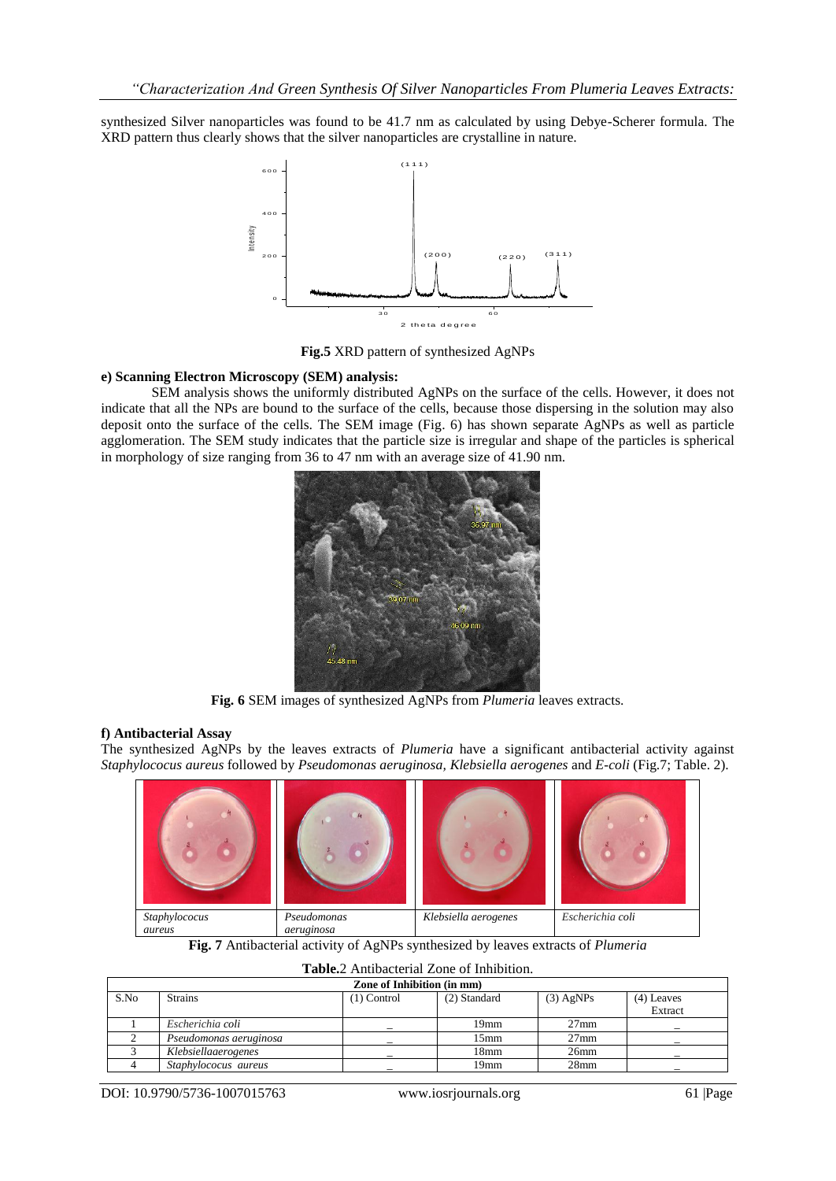synthesized Silver nanoparticles was found to be 41.7 nm as calculated by using Debye-Scherer formula. The XRD pattern thus clearly shows that the silver nanoparticles are crystalline in nature.

**Fig.5** XRD pattern of synthesized AgNPs

**e) Scanning Electron Microscopy (SEM) analysis:**

SEM analysis shows the uniformly distributed AgNPs on the surface of the cells. However, it does not indicate that all the NPs are bound to the surface of the cells, because those dispersing in the solution may also deposit onto the surface of the cells. The SEM image (Fig. 6) has shown separate AgNPs as well as particle agglomeration. The SEM study indicates that the particle size is irregular and shape of the particles is spherical in morphology of size ranging from 36 to 47 nm with an average size of 41.90 nm.

**Fig. 6** SEM images of synthesized AgNPs from *Plumeria* leaves extracts.

**f) Antibacterial Assay**

The synthesized AgNPs by the leaves extracts of *Plumeria* have a significant antibacterial activity against *Staphylococus aureus* followed by *Pseudomonas aeruginosa, Klebsiella aerogenes* and *E-coli* (Fig.7; Table. 2).

| *Staphylococus aureus* | *Pseudomonas aeruginosa* | *Klebsiella aerogenes* | *Escherichia coli* |
|---|---|---|---|

**Fig. 7** Antibacterial activity of AgNPs synthesized by leaves extracts of *Plumeria*

**Table.2** Antibacterial Zone of Inhibition.

| Zone of Inhibition (in mm) | | | | | |
|---|---|---|---|---|---|
| S.No | Strains | (1) Control | (2) Standard | (3) AgNPs | (4) Leaves Extract |
| 1 | *Escherichia coli* | _ | 19mm | 27mm | _ |
| 2 | *Pseudomonas aeruginosa* | _ | 15mm | 27mm | _ |
| 3 | *Klebsiellaaerogenes* | _ | 18mm | 26mm | _ |
| 4 | *Staphylococus aureus* | _ | 19mm | 28mm | _ |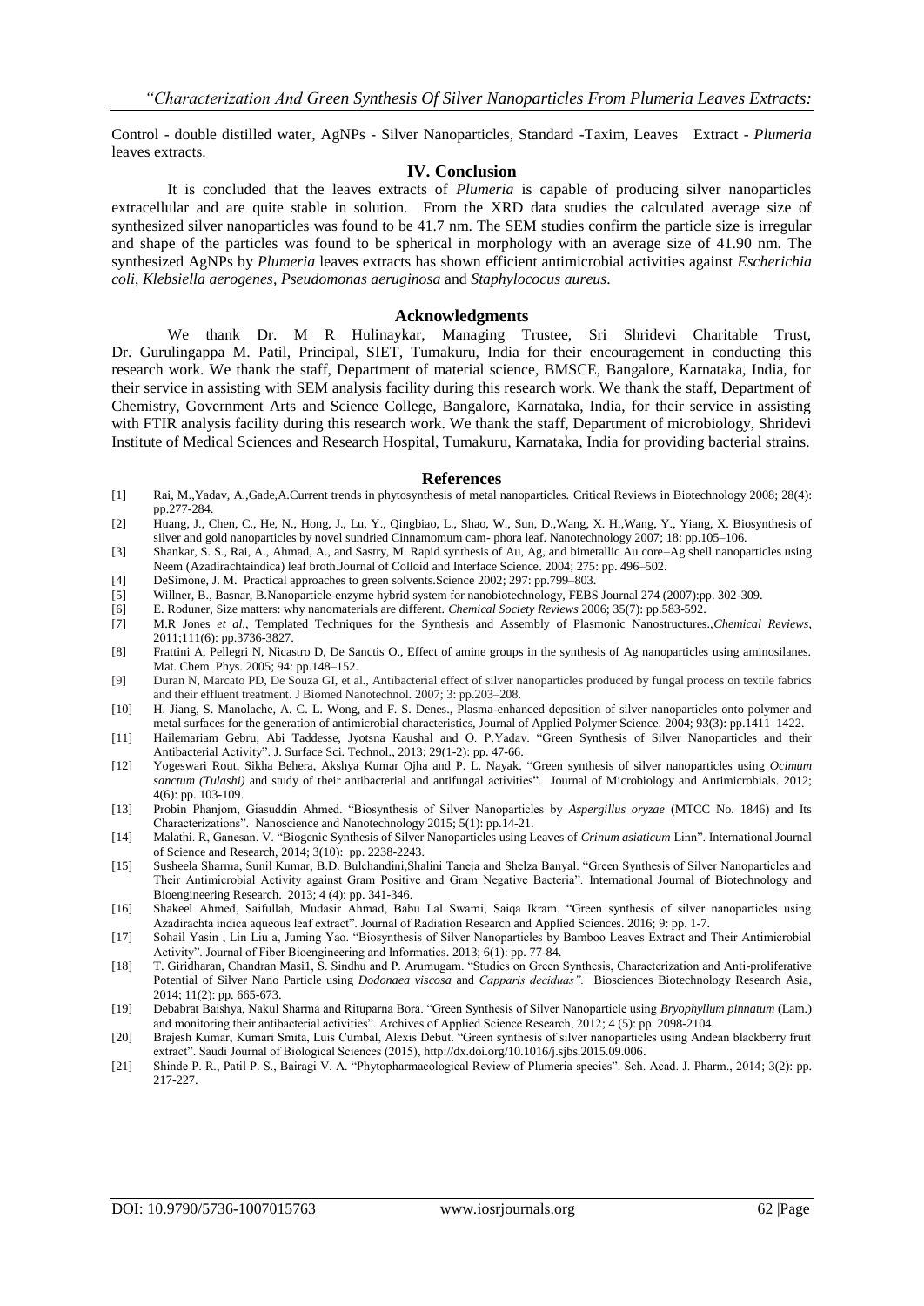Control - double distilled water, AgNPs - Silver Nanoparticles, Standard -Taxim, Leaves Extract - *Plumeria* leaves extracts.

## IV. Conclusion

It is concluded that the leaves extracts of *Plumeria* is capable of producing silver nanoparticles extracellular and are quite stable in solution. From the XRD data studies the calculated average size of synthesized silver nanoparticles was found to be 41.7 nm. The SEM studies confirm the particle size is irregular and shape of the particles was found to be spherical in morphology with an average size of 41.90 nm. The synthesized AgNPs by *Plumeria* leaves extracts has shown efficient antimicrobial activities against *Escherichia coli*, *Klebsiella aerogenes*, *Pseudomonas aeruginosa* and *Staphylococus aureus*.

## Acknowledgments

We thank Dr. M R Hulinaykar, Managing Trustee, Sri Shridevi Charitable Trust, Dr. Gurulingappa M. Patil, Principal, SIET, Tumakuru, India for their encouragement in conducting this research work. We thank the staff, Department of material science, BMSCE, Bangalore, Karnataka, India, for their service in assisting with SEM analysis facility during this research work. We thank the staff, Department of Chemistry, Government Arts and Science College, Bangalore, Karnataka, India, for their service in assisting with FTIR analysis facility during this research work. We thank the staff, Department of microbiology, Shridevi Institute of Medical Sciences and Research Hospital, Tumakuru, Karnataka, India for providing bacterial strains.

## References

[1] Rai, M.,Yadav, A.,Gade,A.Current trends in phytosynthesis of metal nanoparticles. Critical Reviews in Biotechnology 2008; 28(4): pp.277-284.

[2] Huang, J., Chen, C., He, N., Hong, J., Lu, Y., Qingbiao, L., Shao, W., Sun, D.,Wang, X. H.,Wang, Y., Yiang, X. Biosynthesis of silver and gold nanoparticles by novel sundried Cinnamomum cam- phora leaf. Nanotechnology 2007; 18: pp.105–106.

[3] Shankar, S. S., Rai, A., Ahmad, A., and Sastry, M. Rapid synthesis of Au, Ag, and bimetallic Au core–Ag shell nanoparticles using Neem (Azadirachtaindica) leaf broth.Journal of Colloid and Interface Science. 2004; 275: pp. 496–502.

[4] DeSimone, J. M. Practical approaches to green solvents.Science 2002; 297: pp.799–803.

[5] Willner, B., Basnar, B.Nanoparticle-enzyme hybrid system for nanobiotechnology, FEBS Journal 274 (2007):pp. 302-309.

[6] E. Roduner, Size matters: why nanomaterials are different. *Chemical Society Reviews* 2006; 35(7): pp.583-592.

[7] M.R Jones *et al*., Templated Techniques for the Synthesis and Assembly of Plasmonic Nanostructures.,*Chemical Reviews*, 2011;111(6): pp.3736-3827.

[8] Frattini A, Pellegri N, Nicastro D, De Sanctis O., Effect of amine groups in the synthesis of Ag nanoparticles using aminosilanes. Mat. Chem. Phys. 2005; 94: pp.148–152.

[9] Duran N, Marcato PD, De Souza GI, et al., Antibacterial effect of silver nanoparticles produced by fungal process on textile fabrics and their effluent treatment. J Biomed Nanotechnol. 2007; 3: pp.203–208.

[10] H. Jiang, S. Manolache, A. C. L. Wong, and F. S. Denes., Plasma-enhanced deposition of silver nanoparticles onto polymer and metal surfaces for the generation of antimicrobial characteristics, Journal of Applied Polymer Science. 2004; 93(3): pp.1411–1422.

[11] Hailemariam Gebru, Abi Taddesse, Jyotsna Kaushal and O. P.Yadav. "Green Synthesis of Silver Nanoparticles and their Antibacterial Activity". J. Surface Sci. Technol., 2013; 29(1-2): pp. 47-66.

[12] Yogeswari Rout, Sikha Behera, Akshya Kumar Ojha and P. L. Nayak. "Green synthesis of silver nanoparticles using *Ocimum sanctum (Tulashi)* and study of their antibacterial and antifungal activities". Journal of Microbiology and Antimicrobials. 2012; 4(6): pp. 103-109.

[13] Probin Phanjom, Giasuddin Ahmed. "Biosynthesis of Silver Nanoparticles by *Aspergillus oryzae* (MTCC No. 1846) and Its Characterizations". Nanoscience and Nanotechnology 2015; 5(1): pp.14-21.

[14] Malathi. R, Ganesan. V. "Biogenic Synthesis of Silver Nanoparticles using Leaves of *Crinum asiaticum* Linn". International Journal of Science and Research, 2014; 3(10): pp. 2238-2243.

[15] Susheela Sharma, Sunil Kumar, B.D. Bulchandini,Shalini Taneja and Shelza Banyal. "Green Synthesis of Silver Nanoparticles and Their Antimicrobial Activity against Gram Positive and Gram Negative Bacteria". International Journal of Biotechnology and Bioengineering Research. 2013; 4 (4): pp. 341-346.

[16] Shakeel Ahmed, Saifullah, Mudasir Ahmad, Babu Lal Swami, Saiqa Ikram. "Green synthesis of silver nanoparticles using Azadirachta indica aqueous leaf extract". Journal of Radiation Research and Applied Sciences. 2016; 9: pp. 1-7.

[17] Sohail Yasin , Lin Liu a, Juming Yao. "Biosynthesis of Silver Nanoparticles by Bamboo Leaves Extract and Their Antimicrobial Activity". Journal of Fiber Bioengineering and Informatics. 2013; 6(1): pp. 77-84.

[18] T. Giridharan, Chandran Masi1, S. Sindhu and P. Arumugam. "Studies on Green Synthesis, Characterization and Anti-proliferative Potential of Silver Nano Particle using *Dodonaea viscosa* and *Capparis deciduas"*. Biosciences Biotechnology Research Asia, 2014; 11(2): pp. 665-673.

[19] Debabrat Baishya, Nakul Sharma and Rituparna Bora. "Green Synthesis of Silver Nanoparticle using *Bryophyllum pinnatum* (Lam.) and monitoring their antibacterial activities". Archives of Applied Science Research, 2012; 4 (5): pp. 2098-2104.

[20] Brajesh Kumar, Kumari Smita, Luis Cumbal, Alexis Debut. "Green synthesis of silver nanoparticles using Andean blackberry fruit extract". Saudi Journal of Biological Sciences (2015), http://dx.doi.org/10.1016/j.sjbs.2015.09.006.

[21] Shinde P. R., Patil P. S., Bairagi V. A. "Phytopharmacological Review of Plumeria species". Sch. Acad. J. Pharm., 2014; 3(2): pp. 217-227.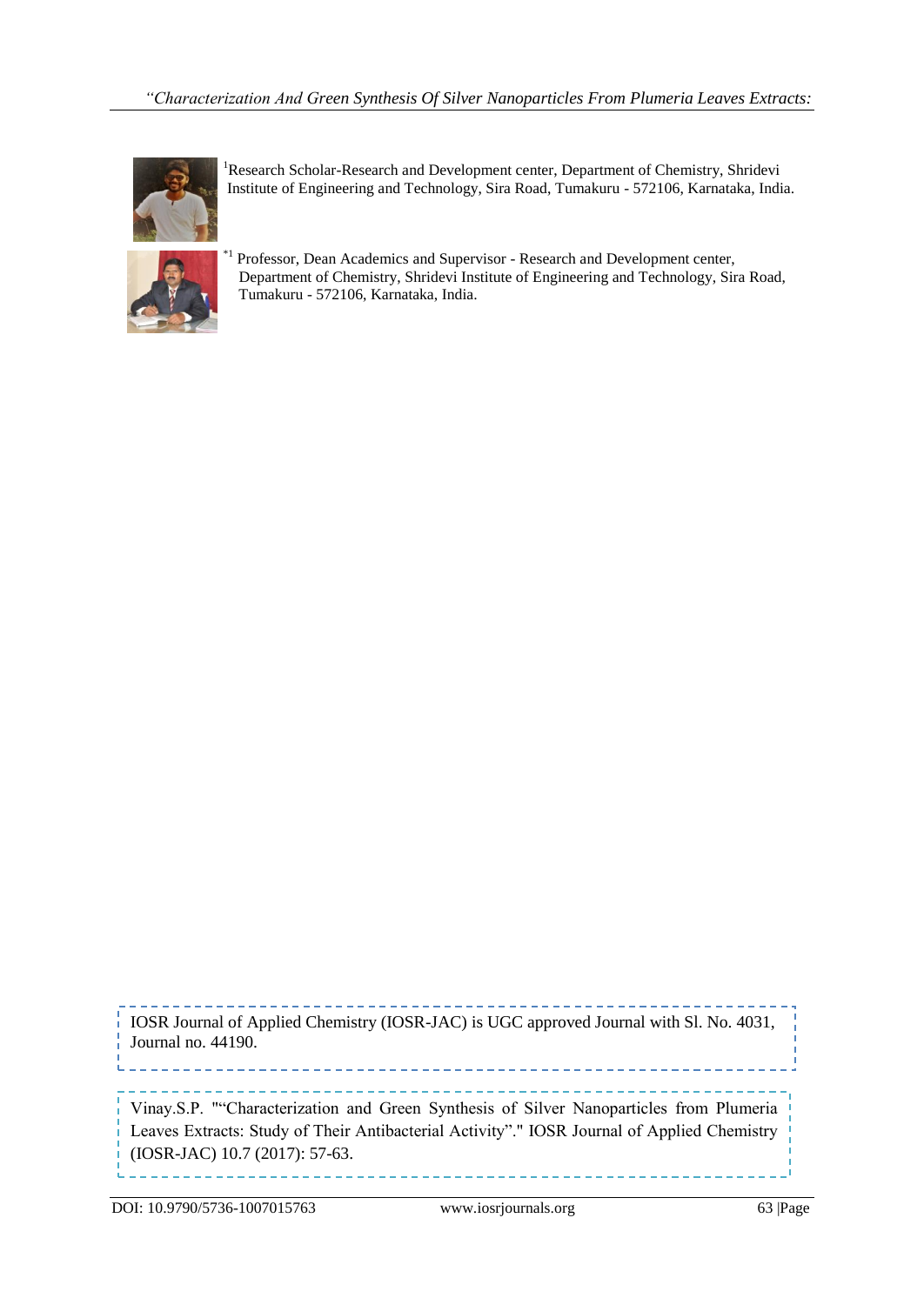[1]Research Scholar-Research and Development center, Department of Chemistry, Shridevi Institute of Engineering and Technology, Sira Road, Tumakuru - 572106, Karnataka, India.

[*1] Professor, Dean Academics and Supervisor - Research and Development center, Department of Chemistry, Shridevi Institute of Engineering and Technology, Sira Road, Tumakuru - 572106, Karnataka, India.

IOSR Journal of Applied Chemistry (IOSR-JAC) is UGC approved Journal with Sl. No. 4031, Journal no. 44190.

Vinay.S.P. "“Characterization and Green Synthesis of Silver Nanoparticles from Plumeria Leaves Extracts: Study of Their Antibacterial Activity”." IOSR Journal of Applied Chemistry (IOSR-JAC) 10.7 (2017): 57-63.